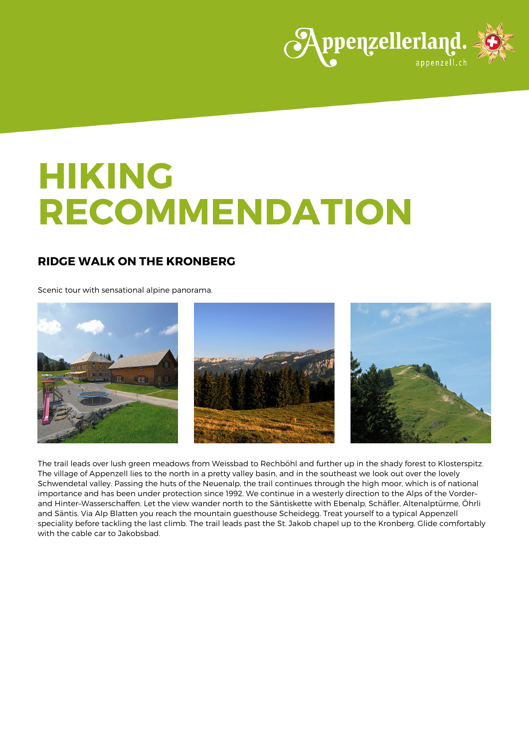# HIKING RECOMMENDATION

## RIDGE WALK ON THE KRONBERG

Scenic tour with sensational alpine panorama.

The trail leads over lush green meadows from Weissbad to Rechböhl and further up in the shady forest to Klosterspitz. The village of Appenzell lies to the north in a pretty valley basin, and in the southeast we look out over the lovely Schwendetal valley. Passing the huts of the Neuenalp, the trail continues through the high moor, which is of national importance and has been under protection since 1992. We continue in a westerly direction to the Alps of the Vorder- and Hinter-Wasserschaffen. Let the view wander north to the Säntiskette with Ebenalp, Schäfler, Altenalptürme, Öhrli and Säntis. Via Alp Blatten you reach the mountain guesthouse Scheidegg. Treat yourself to a typical Appenzell speciality before tackling the last climb. The trail leads past the St. Jakob chapel up to the Kronberg. Glide comfortably with the cable car to Jakobsbad.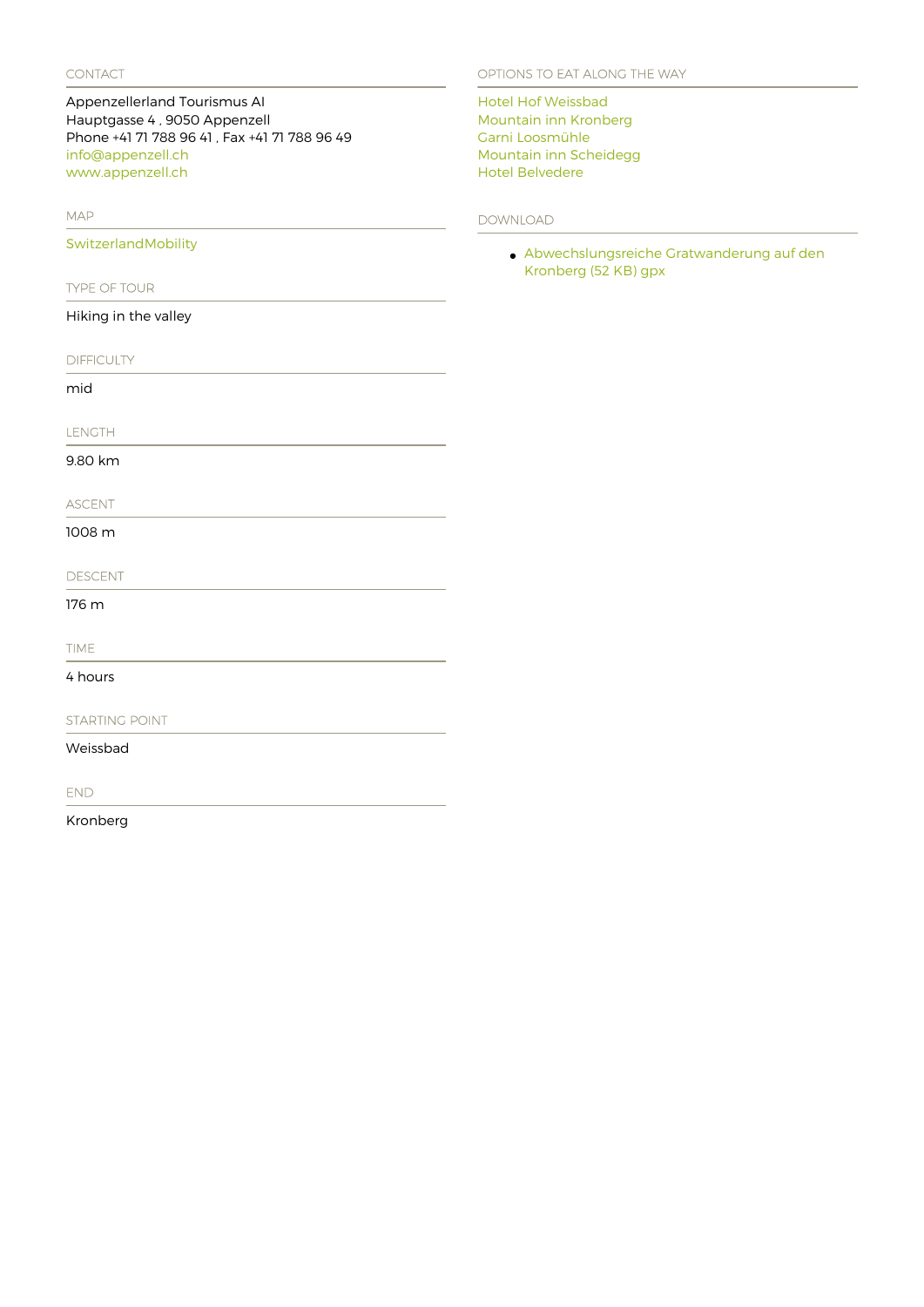## CONTACT

Appenzellerland Tourismus AI
Hauptgasse 4 , 9050 Appenzell
Phone +41 71 788 96 41 , Fax +41 71 788 96 49
info@appenzell.ch
www.appenzell.ch

## MAP

SwitzerlandMobility

## TYPE OF TOUR

Hiking in the valley

## DIFFICULTY

mid

## LENGTH

9.80 km

## ASCENT

1008 m

## DESCENT

176 m

## TIME

4 hours

## STARTING POINT

Weissbad

## END

Kronberg

## OPTIONS TO EAT ALONG THE WAY

Hotel Hof Weissbad
Mountain inn Kronberg
Garni Loosmühle
Mountain inn Scheidegg
Hotel Belvedere

## DOWNLOAD

- Abwechslungsreiche Gratwanderung auf den Kronberg (52 KB) gpx